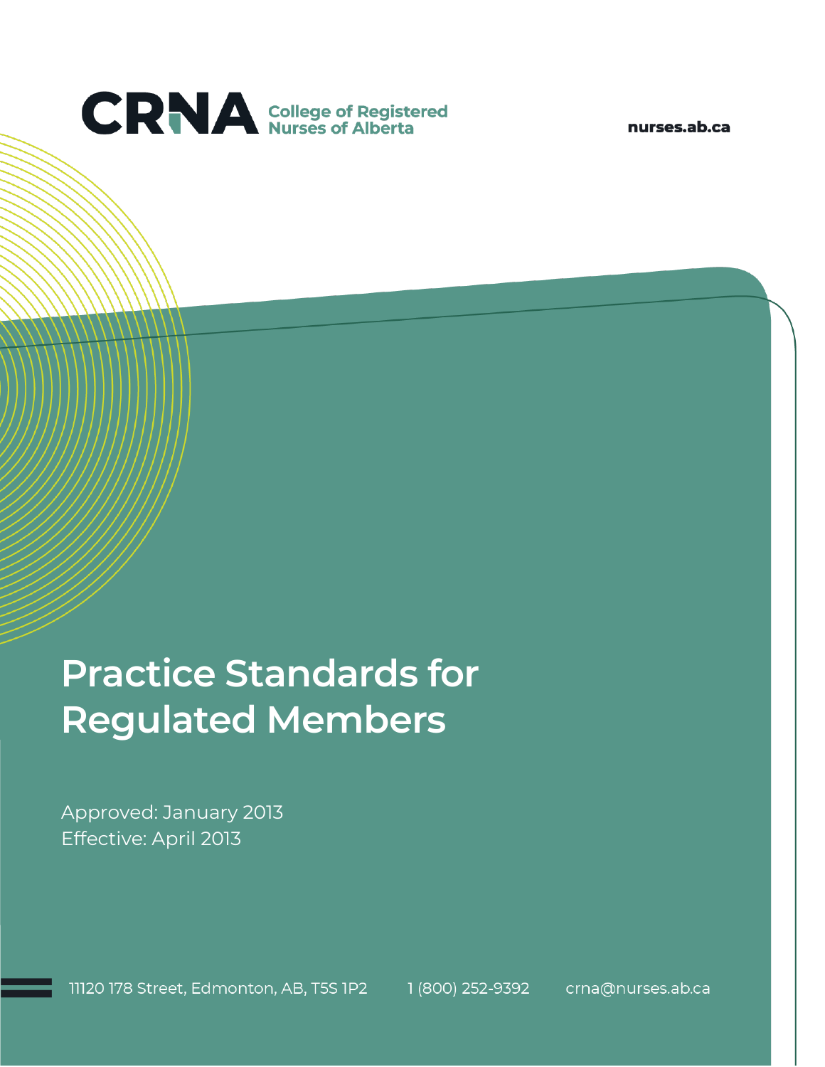CRNA College of Registered Nurses of Alberta

nurses.ab.ca

# Practice Standards for Regulated Members

Approved: January 2013
Effective: April 2013

11120 178 Street, Edmonton, AB, T5S 1P2 1 (800) 252-9392 crna@nurses.ab.ca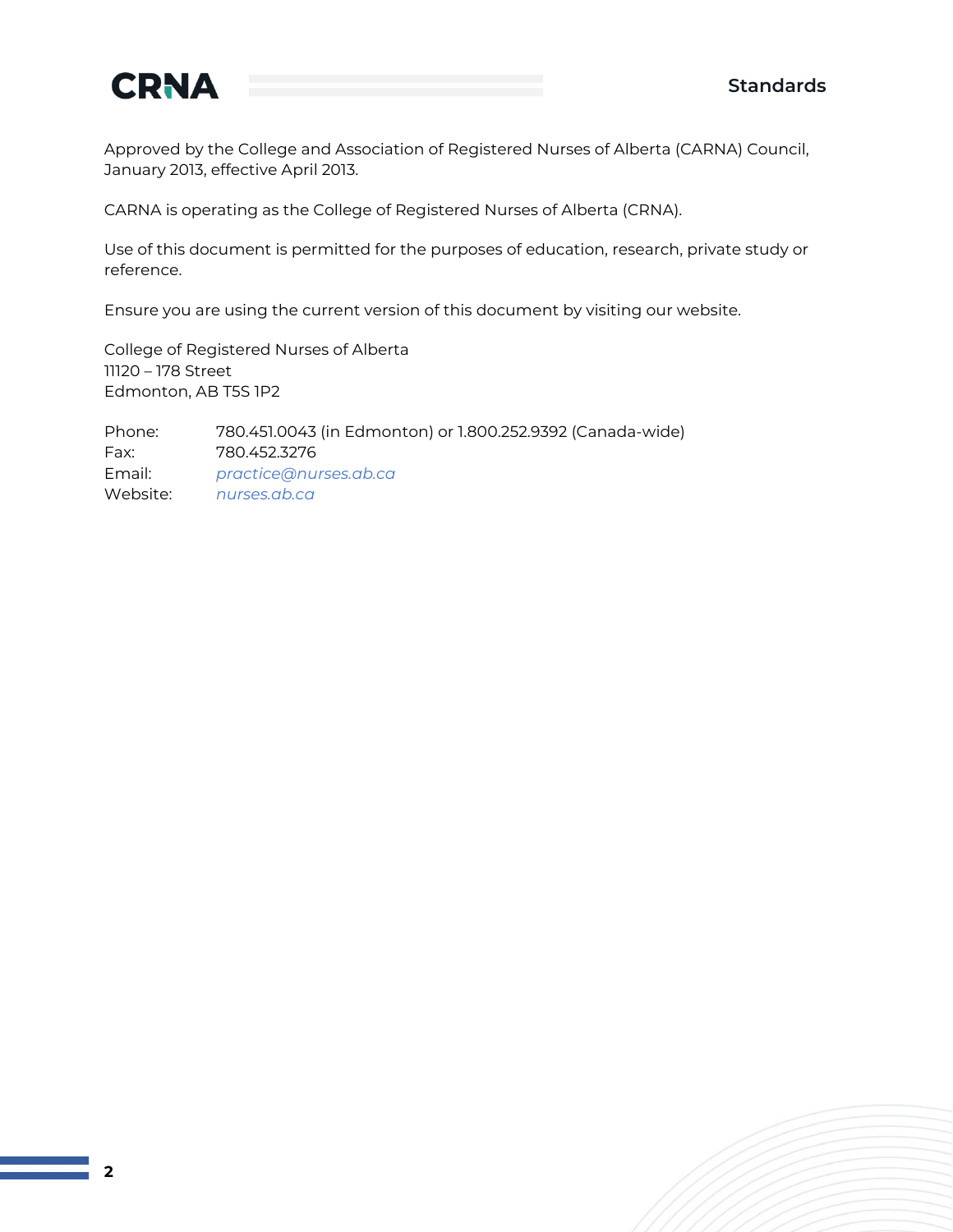Approved by the College and Association of Registered Nurses of Alberta (CARNA) Council, January 2013, effective April 2013.

CARNA is operating as the College of Registered Nurses of Alberta (CRNA).

Use of this document is permitted for the purposes of education, research, private study or reference.

Ensure you are using the current version of this document by visiting our website.

College of Registered Nurses of Alberta
11120 – 178 Street
Edmonton, AB T5S 1P2

Phone: 780.451.0043 (in Edmonton) or 1.800.252.9392 (Canada-wide)
Fax: 780.452.3276
Email: *practice@nurses.ab.ca*
Website: *nurses.ab.ca*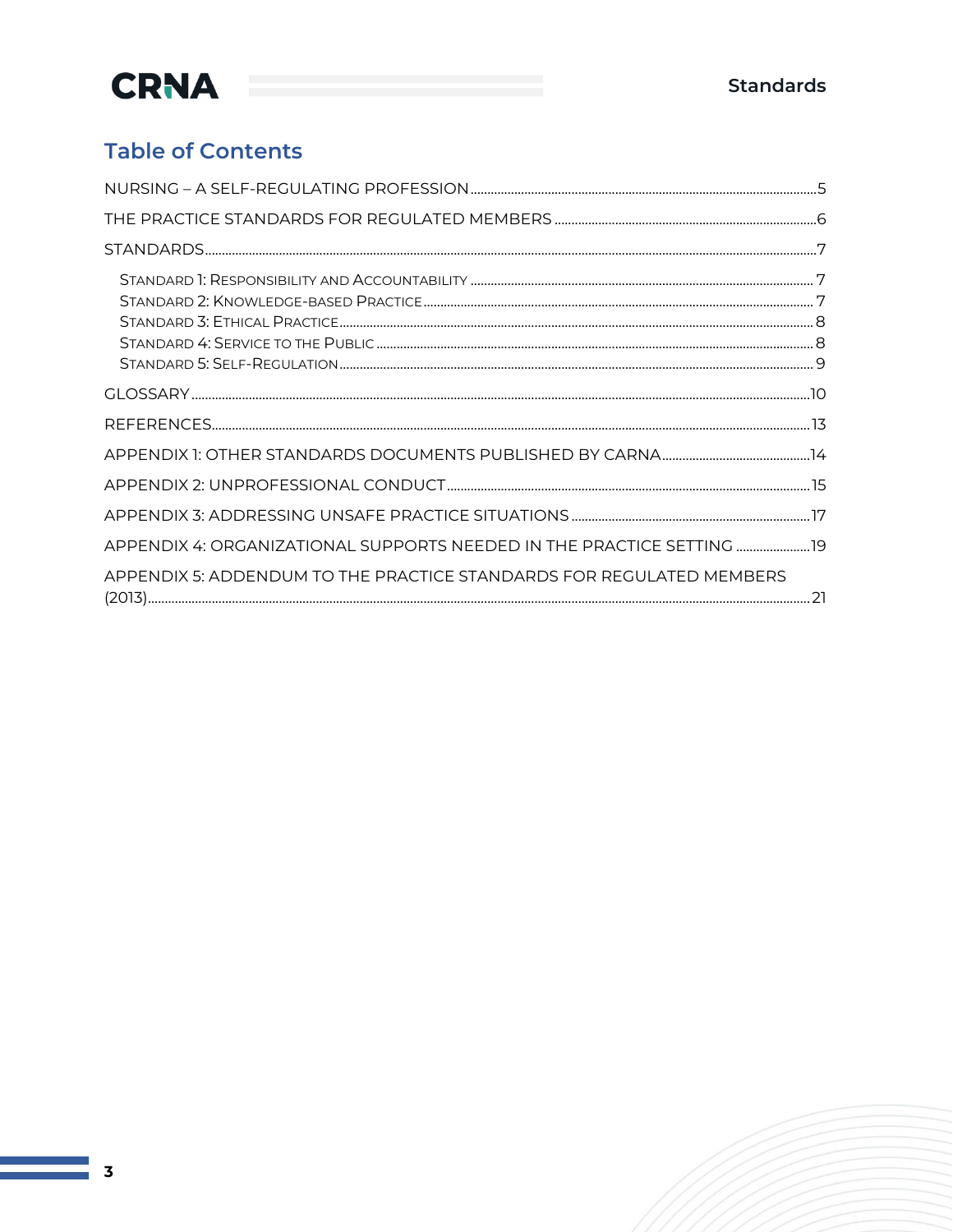## Table of Contents

NURSING – A SELF-REGULATING PROFESSION ..... 5

THE PRACTICE STANDARDS FOR REGULATED MEMBERS ..... 6

STANDARDS ..... 7

- Standard 1: Responsibility and Accountability ..... 7
- Standard 2: Knowledge-based Practice ..... 7
- Standard 3: Ethical Practice ..... 8
- Standard 4: Service to the Public ..... 8
- Standard 5: Self-Regulation ..... 9

GLOSSARY ..... 10

REFERENCES ..... 13

APPENDIX 1: OTHER STANDARDS DOCUMENTS PUBLISHED BY CARNA ..... 14

APPENDIX 2: UNPROFESSIONAL CONDUCT ..... 15

APPENDIX 3: ADDRESSING UNSAFE PRACTICE SITUATIONS ..... 17

APPENDIX 4: ORGANIZATIONAL SUPPORTS NEEDED IN THE PRACTICE SETTING ..... 19

APPENDIX 5: ADDENDUM TO THE PRACTICE STANDARDS FOR REGULATED MEMBERS (2013) ..... 21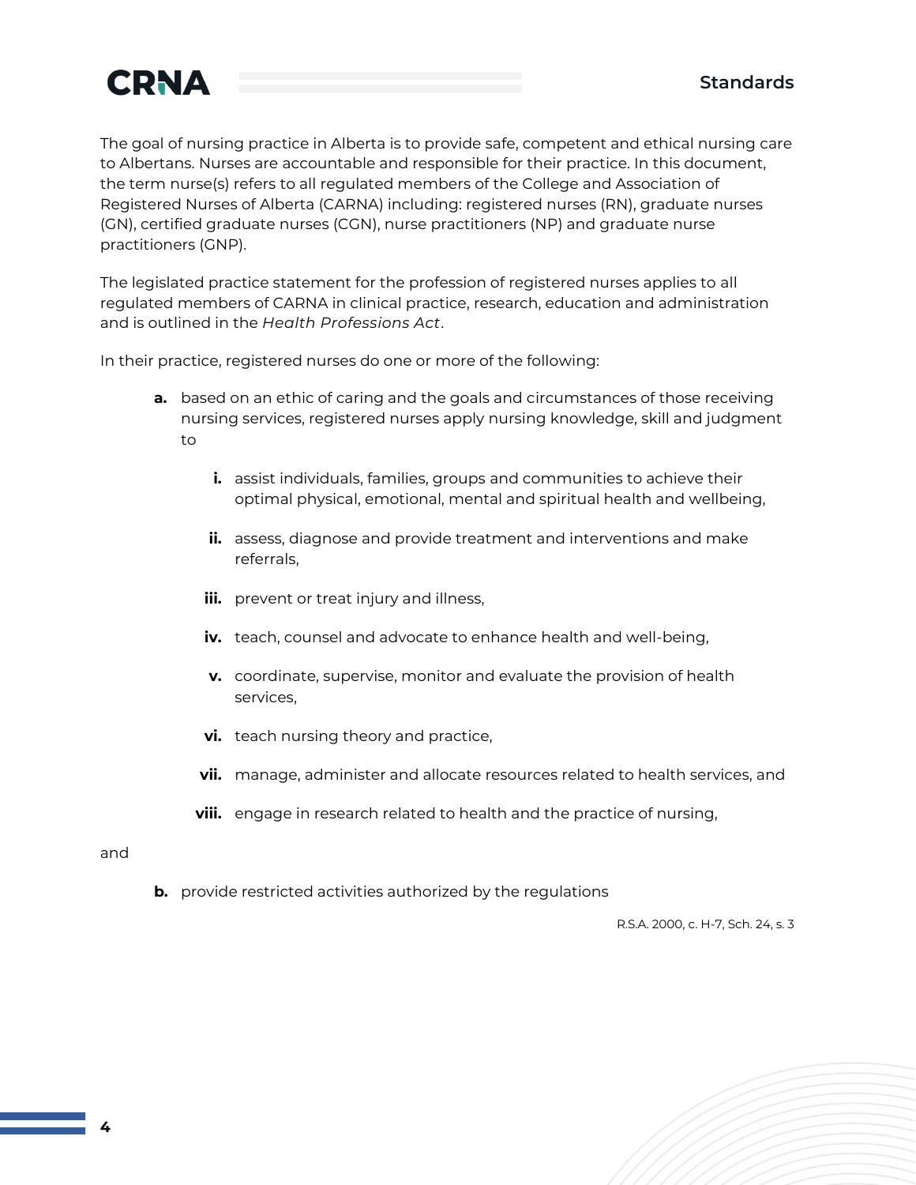The goal of nursing practice in Alberta is to provide safe, competent and ethical nursing care to Albertans. Nurses are accountable and responsible for their practice. In this document, the term nurse(s) refers to all regulated members of the College and Association of Registered Nurses of Alberta (CARNA) including: registered nurses (RN), graduate nurses (GN), certified graduate nurses (CGN), nurse practitioners (NP) and graduate nurse practitioners (GNP).

The legislated practice statement for the profession of registered nurses applies to all regulated members of CARNA in clinical practice, research, education and administration and is outlined in the *Health Professions Act*.

In their practice, registered nurses do one or more of the following:

**a.** based on an ethic of caring and the goals and circumstances of those receiving nursing services, registered nurses apply nursing knowledge, skill and judgment to

- **i.** assist individuals, families, groups and communities to achieve their optimal physical, emotional, mental and spiritual health and wellbeing,
- **ii.** assess, diagnose and provide treatment and interventions and make referrals,
- **iii.** prevent or treat injury and illness,
- **iv.** teach, counsel and advocate to enhance health and well-being,
- **v.** coordinate, supervise, monitor and evaluate the provision of health services,
- **vi.** teach nursing theory and practice,
- **vii.** manage, administer and allocate resources related to health services, and
- **viii.** engage in research related to health and the practice of nursing,

and

**b.** provide restricted activities authorized by the regulations

R.S.A. 2000, c. H-7, Sch. 24, s. 3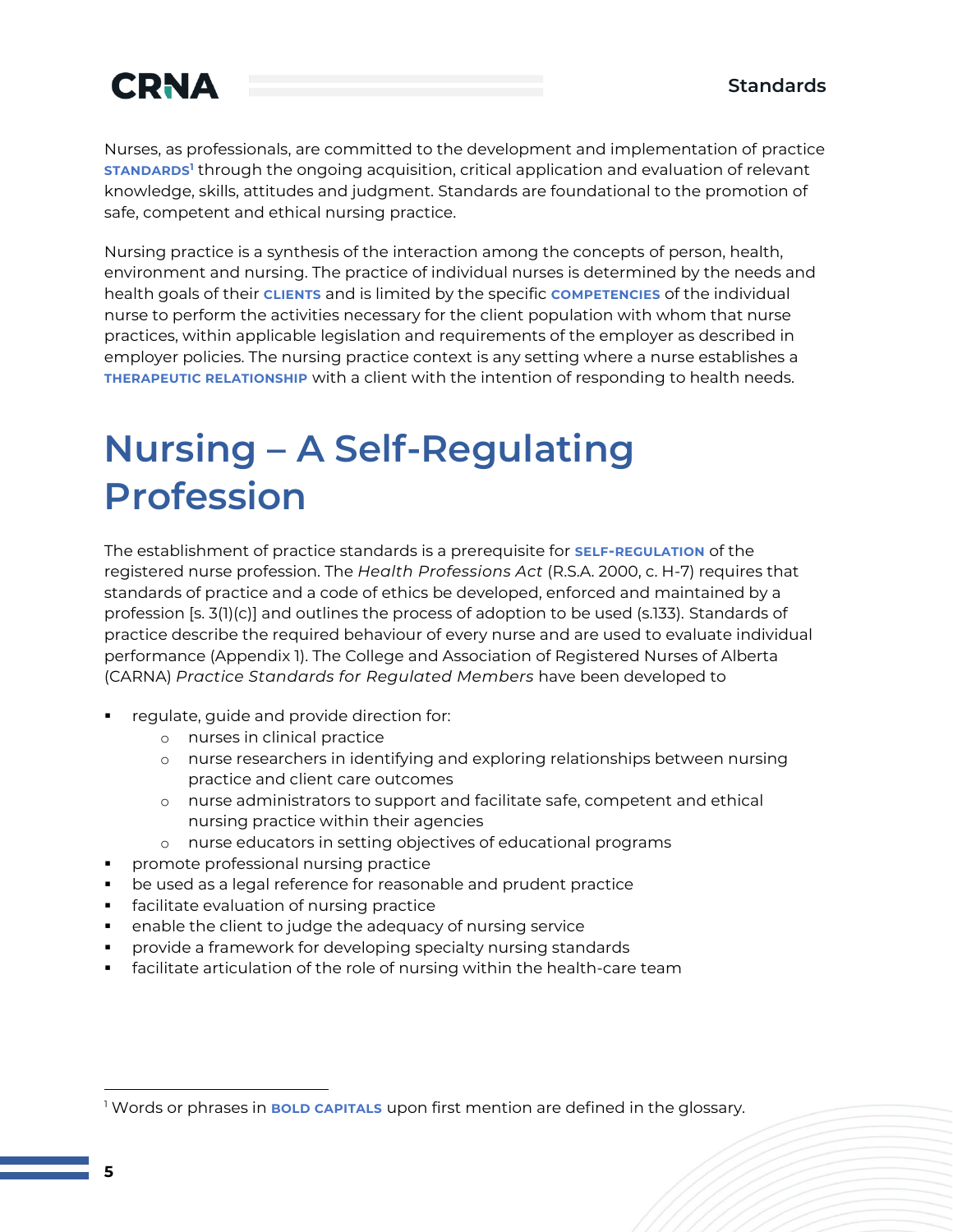Nurses, as professionals, are committed to the development and implementation of practice **STANDARDS**[1] through the ongoing acquisition, critical application and evaluation of relevant knowledge, skills, attitudes and judgment. Standards are foundational to the promotion of safe, competent and ethical nursing practice.

Nursing practice is a synthesis of the interaction among the concepts of person, health, environment and nursing. The practice of individual nurses is determined by the needs and health goals of their **CLIENTS** and is limited by the specific **COMPETENCIES** of the individual nurse to perform the activities necessary for the client population with whom that nurse practices, within applicable legislation and requirements of the employer as described in employer policies. The nursing practice context is any setting where a nurse establishes a **THERAPEUTIC RELATIONSHIP** with a client with the intention of responding to health needs.

# Nursing – A Self-Regulating Profession

The establishment of practice standards is a prerequisite for **SELF-REGULATION** of the registered nurse profession. The *Health Professions Act* (R.S.A. 2000, c. H-7) requires that standards of practice and a code of ethics be developed, enforced and maintained by a profession [s. 3(1)(c)] and outlines the process of adoption to be used (s.133). Standards of practice describe the required behaviour of every nurse and are used to evaluate individual performance (Appendix 1). The College and Association of Registered Nurses of Alberta (CARNA) *Practice Standards for Regulated Members* have been developed to

- regulate, guide and provide direction for:
  - nurses in clinical practice
  - nurse researchers in identifying and exploring relationships between nursing practice and client care outcomes
  - nurse administrators to support and facilitate safe, competent and ethical nursing practice within their agencies
  - nurse educators in setting objectives of educational programs
- promote professional nursing practice
- be used as a legal reference for reasonable and prudent practice
- facilitate evaluation of nursing practice
- enable the client to judge the adequacy of nursing service
- provide a framework for developing specialty nursing standards
- facilitate articulation of the role of nursing within the health-care team

[1] Words or phrases in **BOLD CAPITALS** upon first mention are defined in the glossary.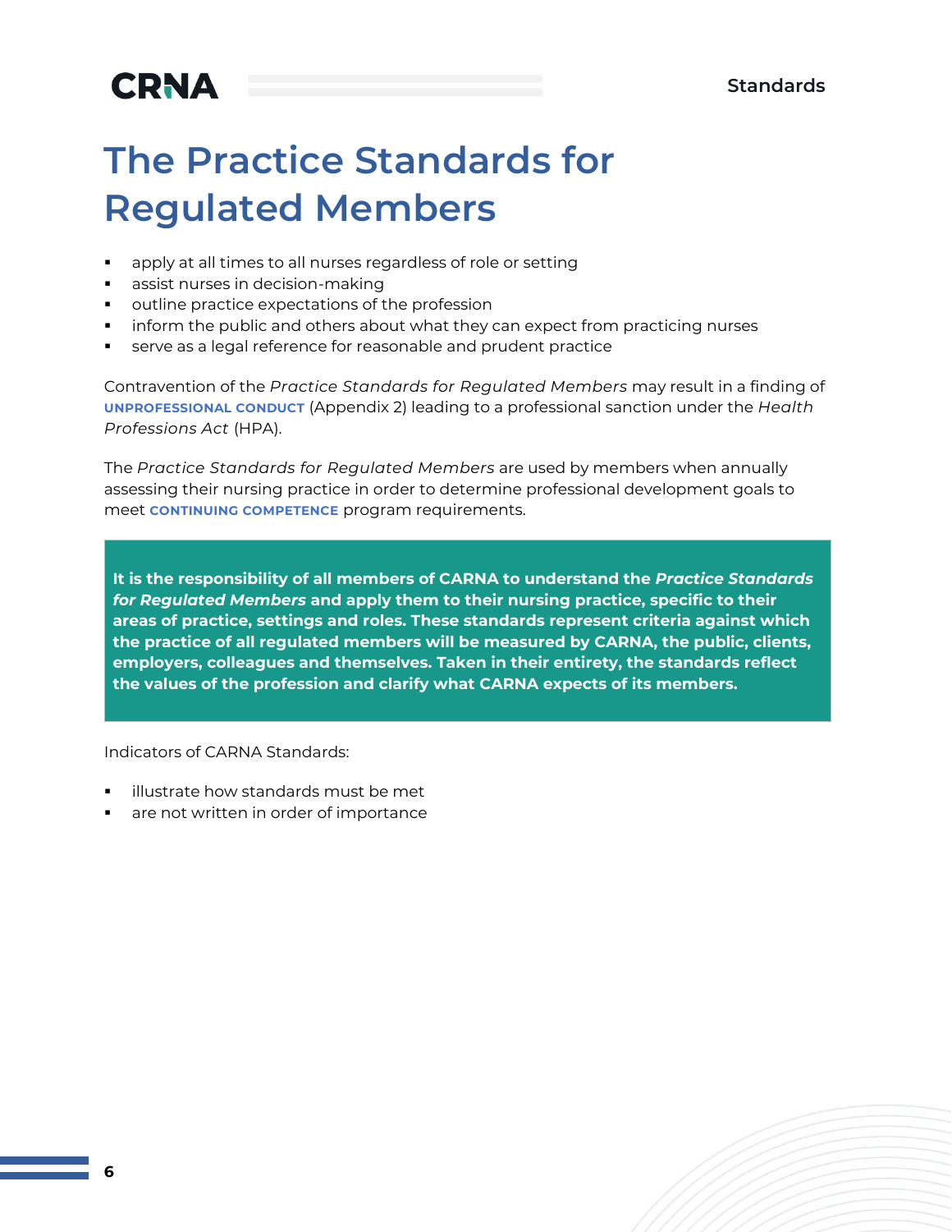# The Practice Standards for Regulated Members

- apply at all times to all nurses regardless of role or setting
- assist nurses in decision-making
- outline practice expectations of the profession
- inform the public and others about what they can expect from practicing nurses
- serve as a legal reference for reasonable and prudent practice

Contravention of the *Practice Standards for Regulated Members* may result in a finding of **UNPROFESSIONAL CONDUCT** (Appendix 2) leading to a professional sanction under the *Health Professions Act* (HPA).

The *Practice Standards for Regulated Members* are used by members when annually assessing their nursing practice in order to determine professional development goals to meet **CONTINUING COMPETENCE** program requirements.

**It is the responsibility of all members of CARNA to understand the *Practice Standards for Regulated Members* and apply them to their nursing practice, specific to their areas of practice, settings and roles. These standards represent criteria against which the practice of all regulated members will be measured by CARNA, the public, clients, employers, colleagues and themselves. Taken in their entirety, the standards reflect the values of the profession and clarify what CARNA expects of its members.**

Indicators of CARNA Standards:

- illustrate how standards must be met
- are not written in order of importance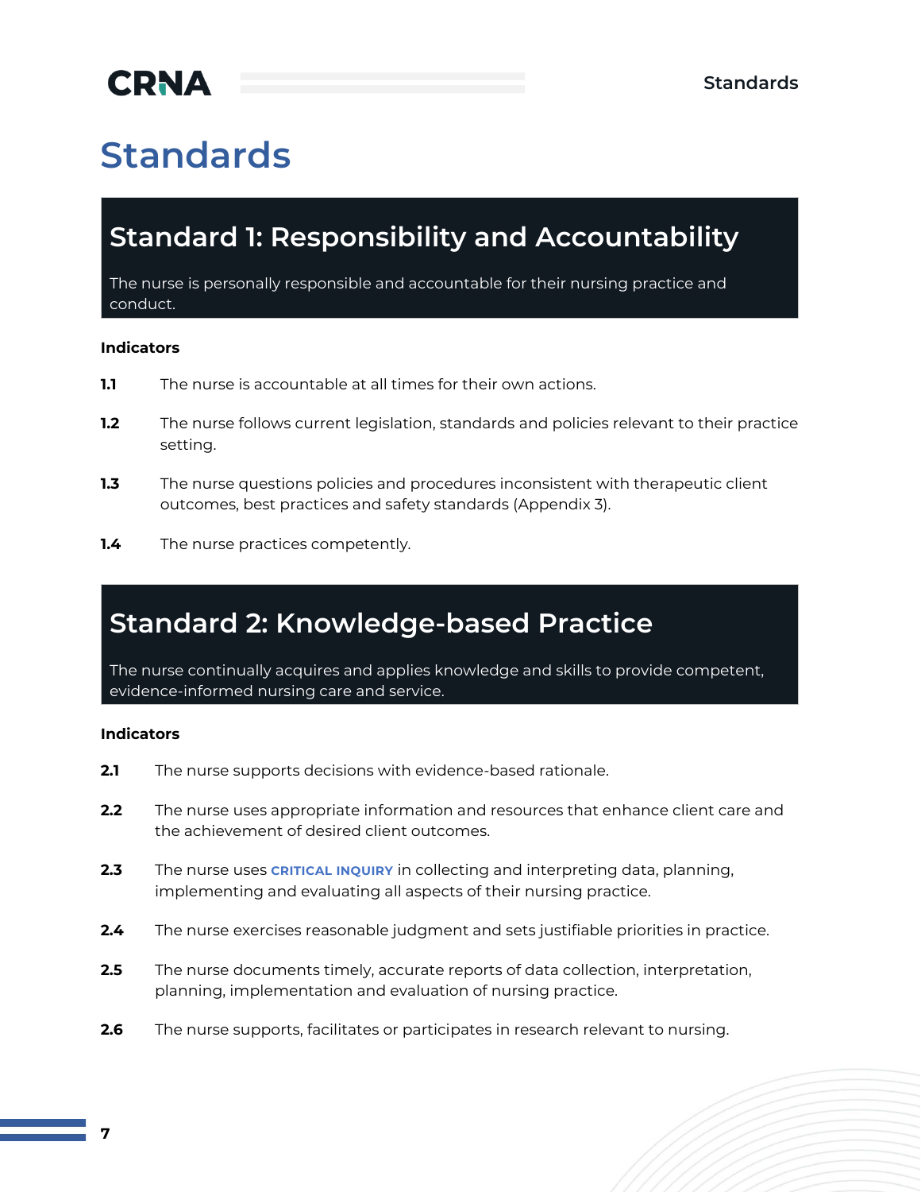# Standards

## Standard 1: Responsibility and Accountability

The nurse is personally responsible and accountable for their nursing practice and conduct.

**Indicators**

**1.1** The nurse is accountable at all times for their own actions.

**1.2** The nurse follows current legislation, standards and policies relevant to their practice setting.

**1.3** The nurse questions policies and procedures inconsistent with therapeutic client outcomes, best practices and safety standards (Appendix 3).

**1.4** The nurse practices competently.

## Standard 2: Knowledge-based Practice

The nurse continually acquires and applies knowledge and skills to provide competent, evidence-informed nursing care and service.

**Indicators**

**2.1** The nurse supports decisions with evidence-based rationale.

**2.2** The nurse uses appropriate information and resources that enhance client care and the achievement of desired client outcomes.

**2.3** The nurse uses CRITICAL INQUIRY in collecting and interpreting data, planning, implementing and evaluating all aspects of their nursing practice.

**2.4** The nurse exercises reasonable judgment and sets justifiable priorities in practice.

**2.5** The nurse documents timely, accurate reports of data collection, interpretation, planning, implementation and evaluation of nursing practice.

**2.6** The nurse supports, facilitates or participates in research relevant to nursing.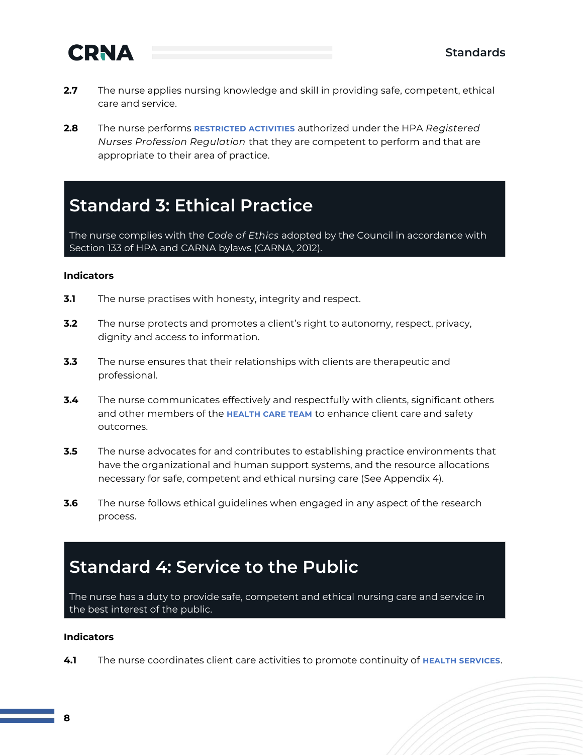**2.7** The nurse applies nursing knowledge and skill in providing safe, competent, ethical care and service.

**2.8** The nurse performs **RESTRICTED ACTIVITIES** authorized under the HPA *Registered Nurses Profession Regulation* that they are competent to perform and that are appropriate to their area of practice.

## Standard 3: Ethical Practice

The nurse complies with the *Code of Ethics* adopted by the Council in accordance with Section 133 of HPA and CARNA bylaws (CARNA, 2012).

**Indicators**

**3.1** The nurse practises with honesty, integrity and respect.

**3.2** The nurse protects and promotes a client's right to autonomy, respect, privacy, dignity and access to information.

**3.3** The nurse ensures that their relationships with clients are therapeutic and professional.

**3.4** The nurse communicates effectively and respectfully with clients, significant others and other members of the **HEALTH CARE TEAM** to enhance client care and safety outcomes.

**3.5** The nurse advocates for and contributes to establishing practice environments that have the organizational and human support systems, and the resource allocations necessary for safe, competent and ethical nursing care (See Appendix 4).

**3.6** The nurse follows ethical guidelines when engaged in any aspect of the research process.

## Standard 4: Service to the Public

The nurse has a duty to provide safe, competent and ethical nursing care and service in the best interest of the public.

**Indicators**

**4.1** The nurse coordinates client care activities to promote continuity of **HEALTH SERVICES**.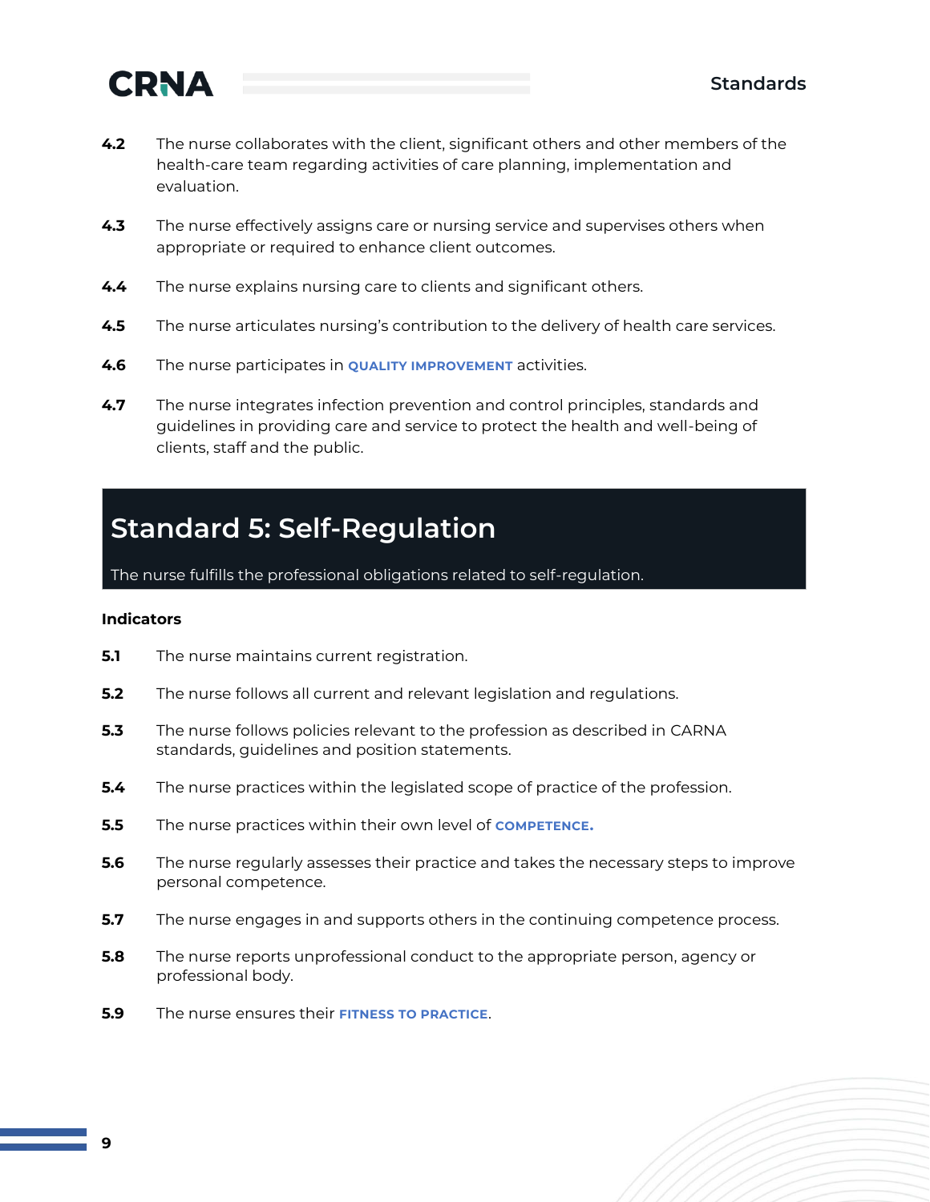**4.2** The nurse collaborates with the client, significant others and other members of the health-care team regarding activities of care planning, implementation and evaluation.

**4.3** The nurse effectively assigns care or nursing service and supervises others when appropriate or required to enhance client outcomes.

**4.4** The nurse explains nursing care to clients and significant others.

**4.5** The nurse articulates nursing's contribution to the delivery of health care services.

**4.6** The nurse participates in **QUALITY IMPROVEMENT** activities.

**4.7** The nurse integrates infection prevention and control principles, standards and guidelines in providing care and service to protect the health and well-being of clients, staff and the public.

## Standard 5: Self-Regulation

The nurse fulfills the professional obligations related to self-regulation.

**Indicators**

**5.1** The nurse maintains current registration.

**5.2** The nurse follows all current and relevant legislation and regulations.

**5.3** The nurse follows policies relevant to the profession as described in CARNA standards, guidelines and position statements.

**5.4** The nurse practices within the legislated scope of practice of the profession.

**5.5** The nurse practices within their own level of **COMPETENCE.**

**5.6** The nurse regularly assesses their practice and takes the necessary steps to improve personal competence.

**5.7** The nurse engages in and supports others in the continuing competence process.

**5.8** The nurse reports unprofessional conduct to the appropriate person, agency or professional body.

**5.9** The nurse ensures their **FITNESS TO PRACTICE**.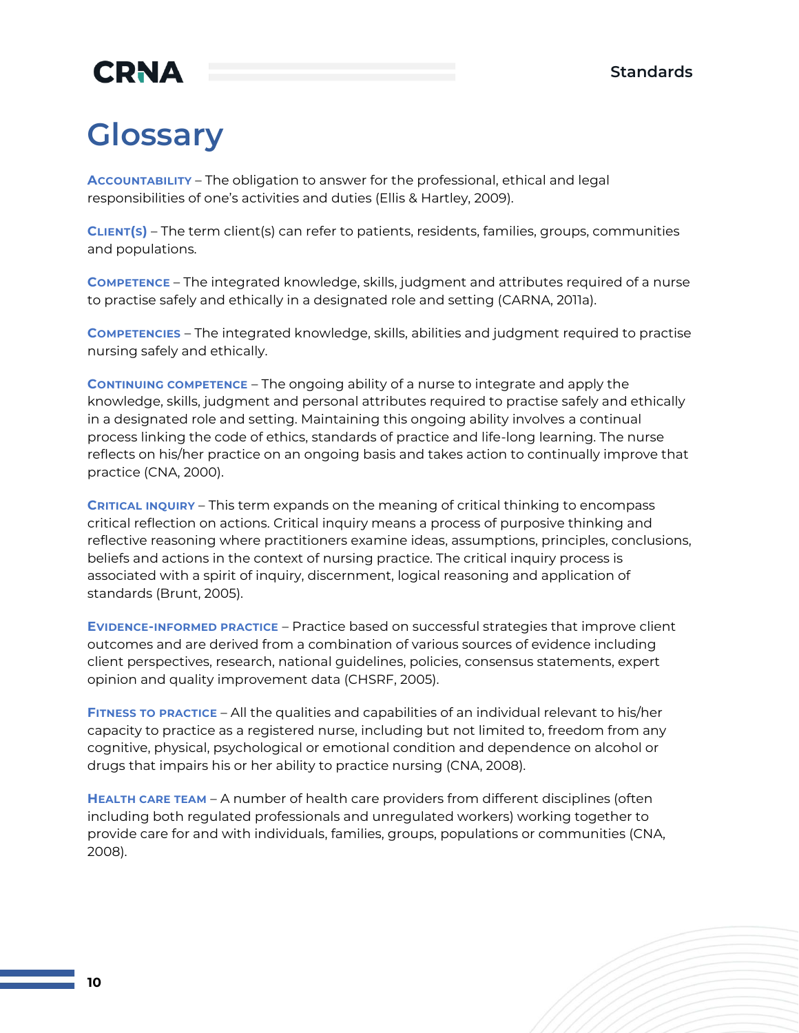# Glossary

**Accountability** – The obligation to answer for the professional, ethical and legal responsibilities of one's activities and duties (Ellis & Hartley, 2009).

**Client(s)** – The term client(s) can refer to patients, residents, families, groups, communities and populations.

**Competence** – The integrated knowledge, skills, judgment and attributes required of a nurse to practise safely and ethically in a designated role and setting (CARNA, 2011a).

**Competencies** – The integrated knowledge, skills, abilities and judgment required to practise nursing safely and ethically.

**Continuing competence** – The ongoing ability of a nurse to integrate and apply the knowledge, skills, judgment and personal attributes required to practise safely and ethically in a designated role and setting. Maintaining this ongoing ability involves a continual process linking the code of ethics, standards of practice and life-long learning. The nurse reflects on his/her practice on an ongoing basis and takes action to continually improve that practice (CNA, 2000).

**Critical inquiry** – This term expands on the meaning of critical thinking to encompass critical reflection on actions. Critical inquiry means a process of purposive thinking and reflective reasoning where practitioners examine ideas, assumptions, principles, conclusions, beliefs and actions in the context of nursing practice. The critical inquiry process is associated with a spirit of inquiry, discernment, logical reasoning and application of standards (Brunt, 2005).

**Evidence-informed practice** – Practice based on successful strategies that improve client outcomes and are derived from a combination of various sources of evidence including client perspectives, research, national guidelines, policies, consensus statements, expert opinion and quality improvement data (CHSRF, 2005).

**Fitness to practice** – All the qualities and capabilities of an individual relevant to his/her capacity to practice as a registered nurse, including but not limited to, freedom from any cognitive, physical, psychological or emotional condition and dependence on alcohol or drugs that impairs his or her ability to practice nursing (CNA, 2008).

**Health care team** – A number of health care providers from different disciplines (often including both regulated professionals and unregulated workers) working together to provide care for and with individuals, families, groups, populations or communities (CNA, 2008).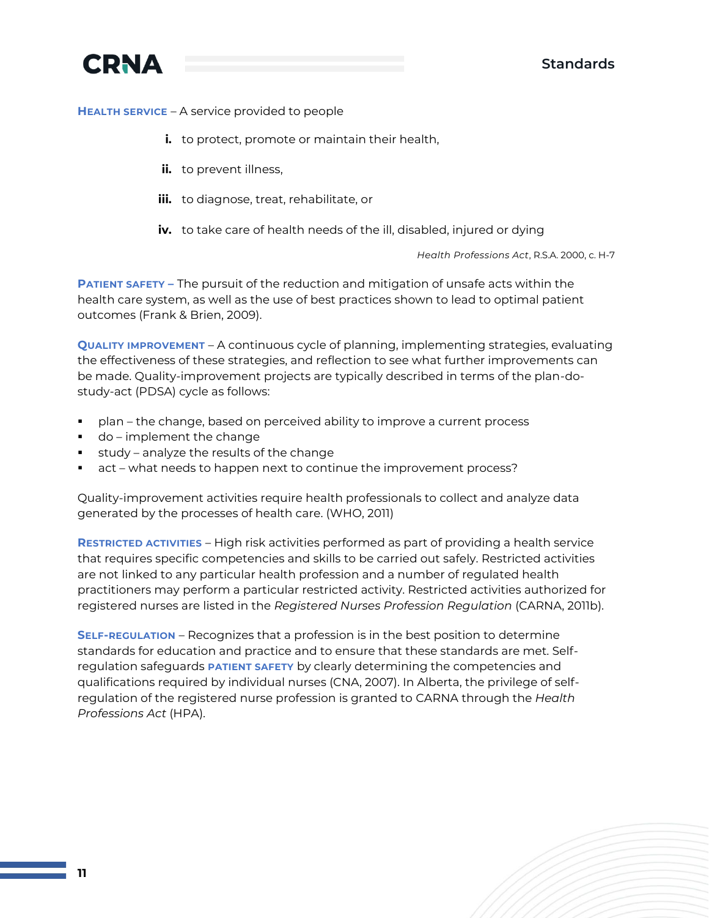**HEALTH SERVICE** – A service provided to people

i. to protect, promote or maintain their health,

ii. to prevent illness,

iii. to diagnose, treat, rehabilitate, or

iv. to take care of health needs of the ill, disabled, injured or dying

*Health Professions Act*, R.S.A. 2000, c. H-7

**PATIENT SAFETY** – The pursuit of the reduction and mitigation of unsafe acts within the health care system, as well as the use of best practices shown to lead to optimal patient outcomes (Frank & Brien, 2009).

**QUALITY IMPROVEMENT** – A continuous cycle of planning, implementing strategies, evaluating the effectiveness of these strategies, and reflection to see what further improvements can be made. Quality-improvement projects are typically described in terms of the plan-do-study-act (PDSA) cycle as follows:

- plan – the change, based on perceived ability to improve a current process
- do – implement the change
- study – analyze the results of the change
- act – what needs to happen next to continue the improvement process?

Quality-improvement activities require health professionals to collect and analyze data generated by the processes of health care. (WHO, 2011)

**RESTRICTED ACTIVITIES** – High risk activities performed as part of providing a health service that requires specific competencies and skills to be carried out safely. Restricted activities are not linked to any particular health profession and a number of regulated health practitioners may perform a particular restricted activity. Restricted activities authorized for registered nurses are listed in the *Registered Nurses Profession Regulation* (CARNA, 2011b).

**SELF-REGULATION** – Recognizes that a profession is in the best position to determine standards for education and practice and to ensure that these standards are met. Self-regulation safeguards **PATIENT SAFETY** by clearly determining the competencies and qualifications required by individual nurses (CNA, 2007). In Alberta, the privilege of self-regulation of the registered nurse profession is granted to CARNA through the *Health Professions Act* (HPA).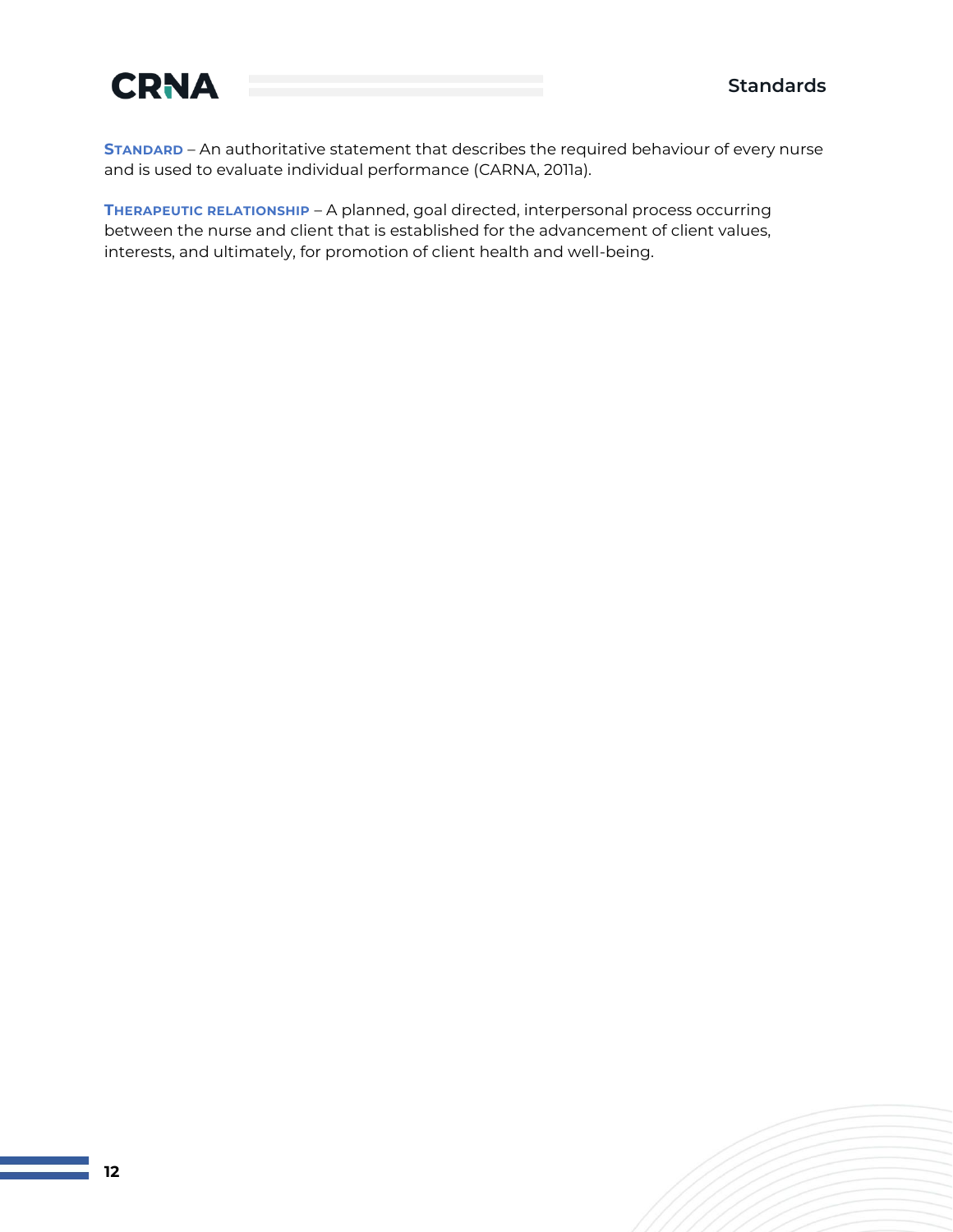**Standard** – An authoritative statement that describes the required behaviour of every nurse and is used to evaluate individual performance (CARNA, 2011a).

**Therapeutic relationship** – A planned, goal directed, interpersonal process occurring between the nurse and client that is established for the advancement of client values, interests, and ultimately, for promotion of client health and well-being.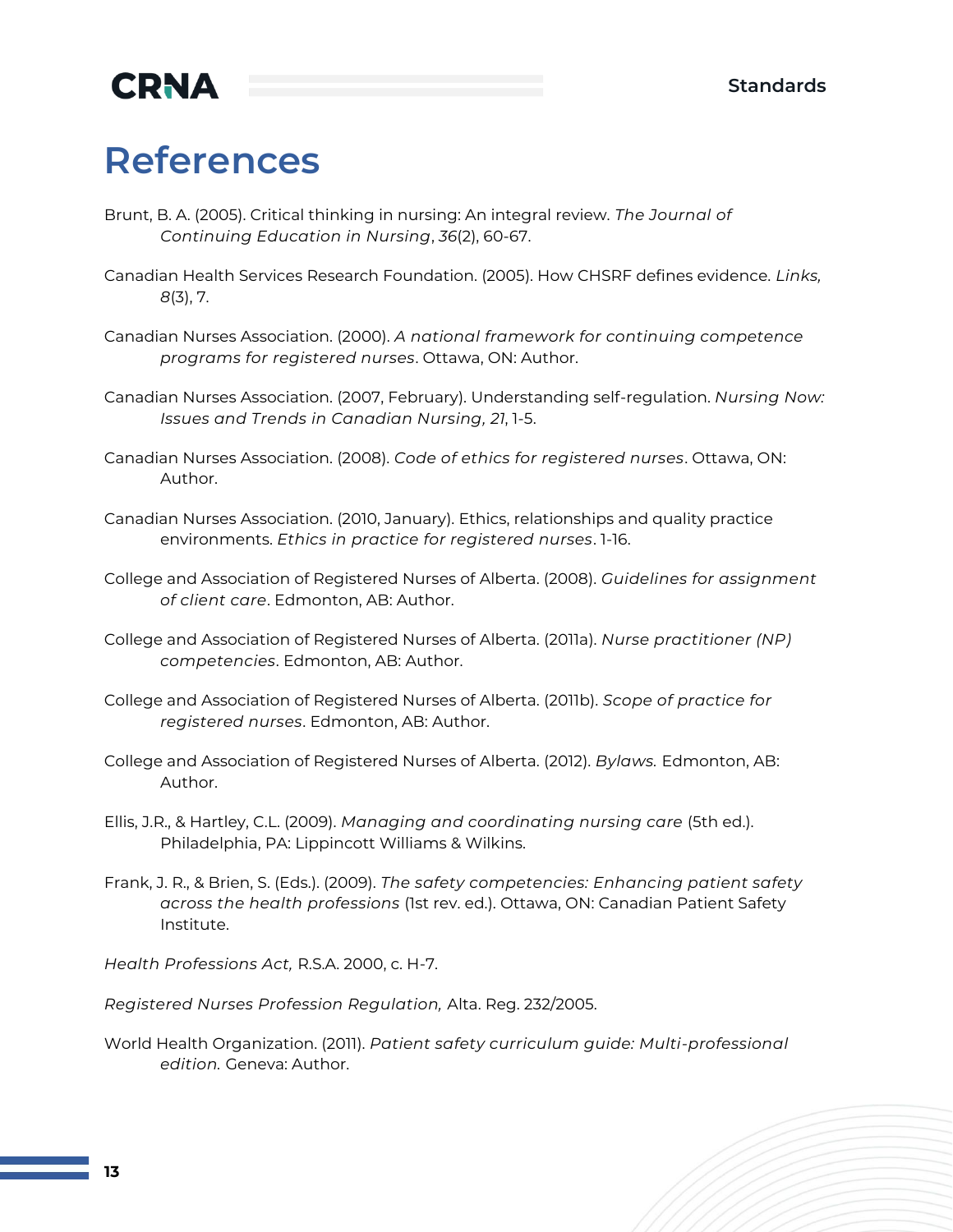# References

Brunt, B. A. (2005). Critical thinking in nursing: An integral review. *The Journal of Continuing Education in Nursing*, *36*(2), 60-67.

Canadian Health Services Research Foundation. (2005). How CHSRF defines evidence. *Links, 8*(3), 7.

Canadian Nurses Association. (2000). *A national framework for continuing competence programs for registered nurses*. Ottawa, ON: Author.

Canadian Nurses Association. (2007, February). Understanding self-regulation. *Nursing Now: Issues and Trends in Canadian Nursing, 21*, 1-5.

Canadian Nurses Association. (2008). *Code of ethics for registered nurses*. Ottawa, ON: Author.

Canadian Nurses Association. (2010, January). Ethics, relationships and quality practice environments. *Ethics in practice for registered nurses*. 1-16.

College and Association of Registered Nurses of Alberta. (2008). *Guidelines for assignment of client care*. Edmonton, AB: Author.

College and Association of Registered Nurses of Alberta. (2011a). *Nurse practitioner (NP) competencies*. Edmonton, AB: Author.

College and Association of Registered Nurses of Alberta. (2011b). *Scope of practice for registered nurses*. Edmonton, AB: Author.

College and Association of Registered Nurses of Alberta. (2012). *Bylaws.* Edmonton, AB: Author.

Ellis, J.R., & Hartley, C.L. (2009). *Managing and coordinating nursing care* (5th ed.). Philadelphia, PA: Lippincott Williams & Wilkins.

Frank, J. R., & Brien, S. (Eds.). (2009). *The safety competencies: Enhancing patient safety across the health professions* (1st rev. ed.). Ottawa, ON: Canadian Patient Safety Institute.

*Health Professions Act,* R.S.A. 2000, c. H-7.

*Registered Nurses Profession Regulation,* Alta. Reg. 232/2005.

World Health Organization. (2011). *Patient safety curriculum guide: Multi-professional edition.* Geneva: Author.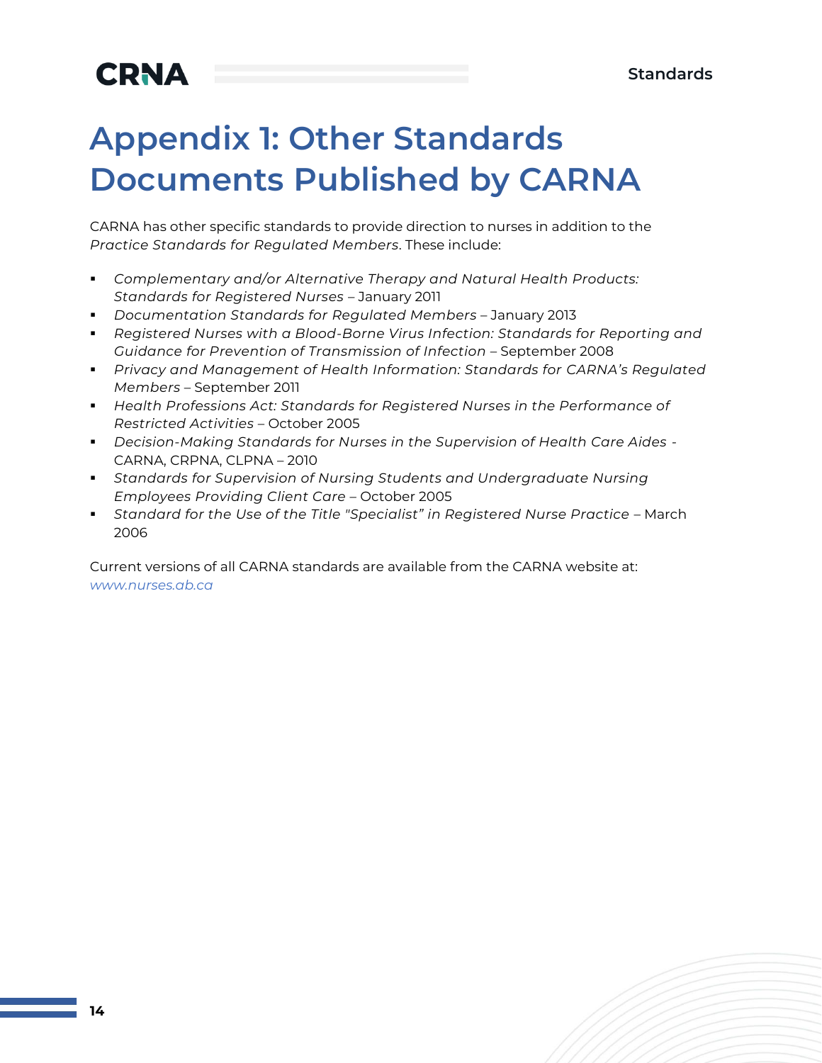# Appendix 1: Other Standards Documents Published by CARNA

CARNA has other specific standards to provide direction to nurses in addition to the *Practice Standards for Regulated Members*. These include:

- *Complementary and/or Alternative Therapy and Natural Health Products: Standards for Registered Nurses* – January 2011
- *Documentation Standards for Regulated Members* – January 2013
- *Registered Nurses with a Blood-Borne Virus Infection: Standards for Reporting and Guidance for Prevention of Transmission of Infection* – September 2008
- *Privacy and Management of Health Information: Standards for CARNA's Regulated Members* – September 2011
- *Health Professions Act: Standards for Registered Nurses in the Performance of Restricted Activities* – October 2005
- *Decision-Making Standards for Nurses in the Supervision of Health Care Aides* - CARNA, CRPNA, CLPNA – 2010
- *Standards for Supervision of Nursing Students and Undergraduate Nursing Employees Providing Client Care* – October 2005
- *Standard for the Use of the Title "Specialist" in Registered Nurse Practice* – March 2006

Current versions of all CARNA standards are available from the CARNA website at: *www.nurses.ab.ca*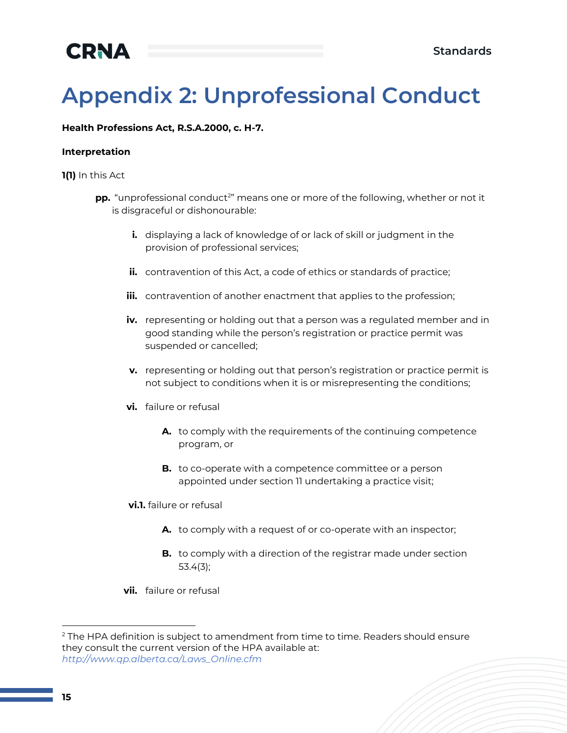# Appendix 2: Unprofessional Conduct

**Health Professions Act, R.S.A.2000, c. H-7.**

**Interpretation**

**1(1)** In this Act

**pp.** "unprofessional conduct[2]" means one or more of the following, whether or not it is disgraceful or dishonourable:

- **i.** displaying a lack of knowledge of or lack of skill or judgment in the provision of professional services;
- **ii.** contravention of this Act, a code of ethics or standards of practice;
- **iii.** contravention of another enactment that applies to the profession;
- **iv.** representing or holding out that a person was a regulated member and in good standing while the person's registration or practice permit was suspended or cancelled;
- **v.** representing or holding out that person's registration or practice permit is not subject to conditions when it is or misrepresenting the conditions;
- **vi.** failure or refusal
  - **A.** to comply with the requirements of the continuing competence program, or
  - **B.** to co-operate with a competence committee or a person appointed under section 11 undertaking a practice visit;
- **vi.1.** failure or refusal
  - **A.** to comply with a request of or co-operate with an inspector;
  - **B.** to comply with a direction of the registrar made under section 53.4(3);
- **vii.** failure or refusal

---

[2] The HPA definition is subject to amendment from time to time. Readers should ensure they consult the current version of the HPA available at: *http://www.qp.alberta.ca/Laws_Online.cfm*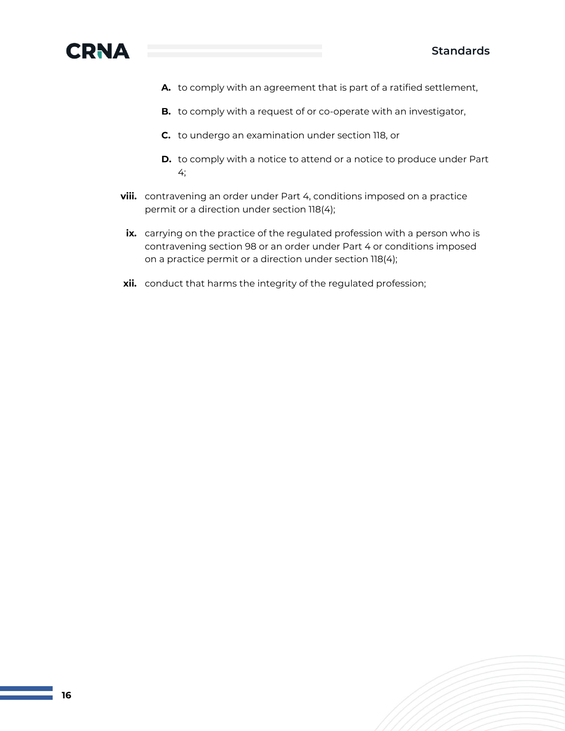A. to comply with an agreement that is part of a ratified settlement,

B. to comply with a request of or co-operate with an investigator,

C. to undergo an examination under section 118, or

D. to comply with a notice to attend or a notice to produce under Part 4;

viii. contravening an order under Part 4, conditions imposed on a practice permit or a direction under section 118(4);

ix. carrying on the practice of the regulated profession with a person who is contravening section 98 or an order under Part 4 or conditions imposed on a practice permit or a direction under section 118(4);

xii. conduct that harms the integrity of the regulated profession;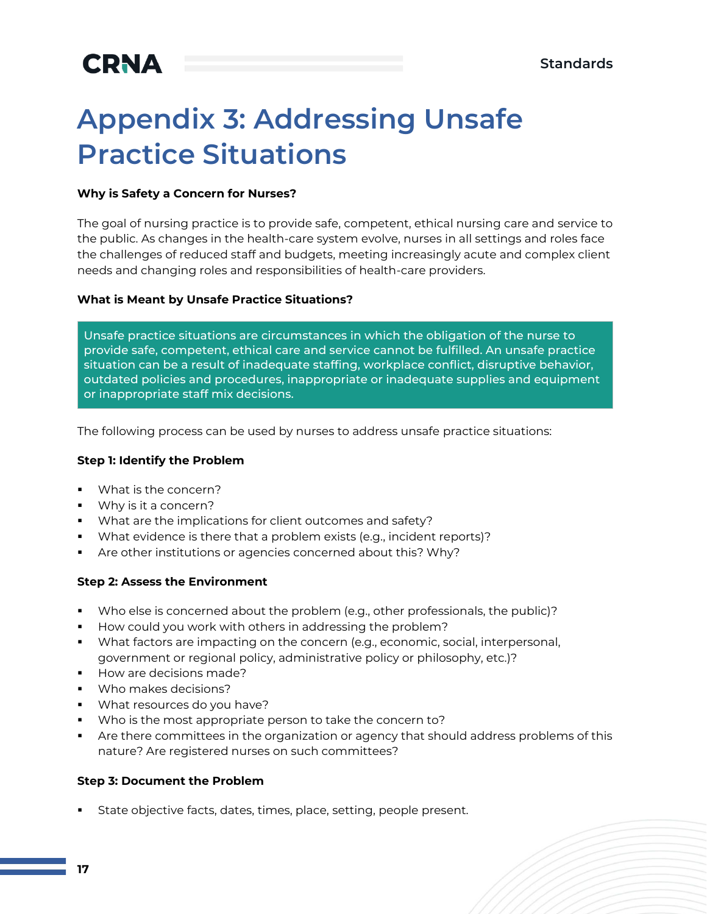# Appendix 3: Addressing Unsafe Practice Situations

**Why is Safety a Concern for Nurses?**

The goal of nursing practice is to provide safe, competent, ethical nursing care and service to the public. As changes in the health-care system evolve, nurses in all settings and roles face the challenges of reduced staff and budgets, meeting increasingly acute and complex client needs and changing roles and responsibilities of health-care providers.

**What is Meant by Unsafe Practice Situations?**

> Unsafe practice situations are circumstances in which the obligation of the nurse to provide safe, competent, ethical care and service cannot be fulfilled. An unsafe practice situation can be a result of inadequate staffing, workplace conflict, disruptive behavior, outdated policies and procedures, inappropriate or inadequate supplies and equipment or inappropriate staff mix decisions.

The following process can be used by nurses to address unsafe practice situations:

**Step 1: Identify the Problem**

- What is the concern?
- Why is it a concern?
- What are the implications for client outcomes and safety?
- What evidence is there that a problem exists (e.g., incident reports)?
- Are other institutions or agencies concerned about this? Why?

**Step 2: Assess the Environment**

- Who else is concerned about the problem (e.g., other professionals, the public)?
- How could you work with others in addressing the problem?
- What factors are impacting on the concern (e.g., economic, social, interpersonal, government or regional policy, administrative policy or philosophy, etc.)?
- How are decisions made?
- Who makes decisions?
- What resources do you have?
- Who is the most appropriate person to take the concern to?
- Are there committees in the organization or agency that should address problems of this nature? Are registered nurses on such committees?

**Step 3: Document the Problem**

- State objective facts, dates, times, place, setting, people present.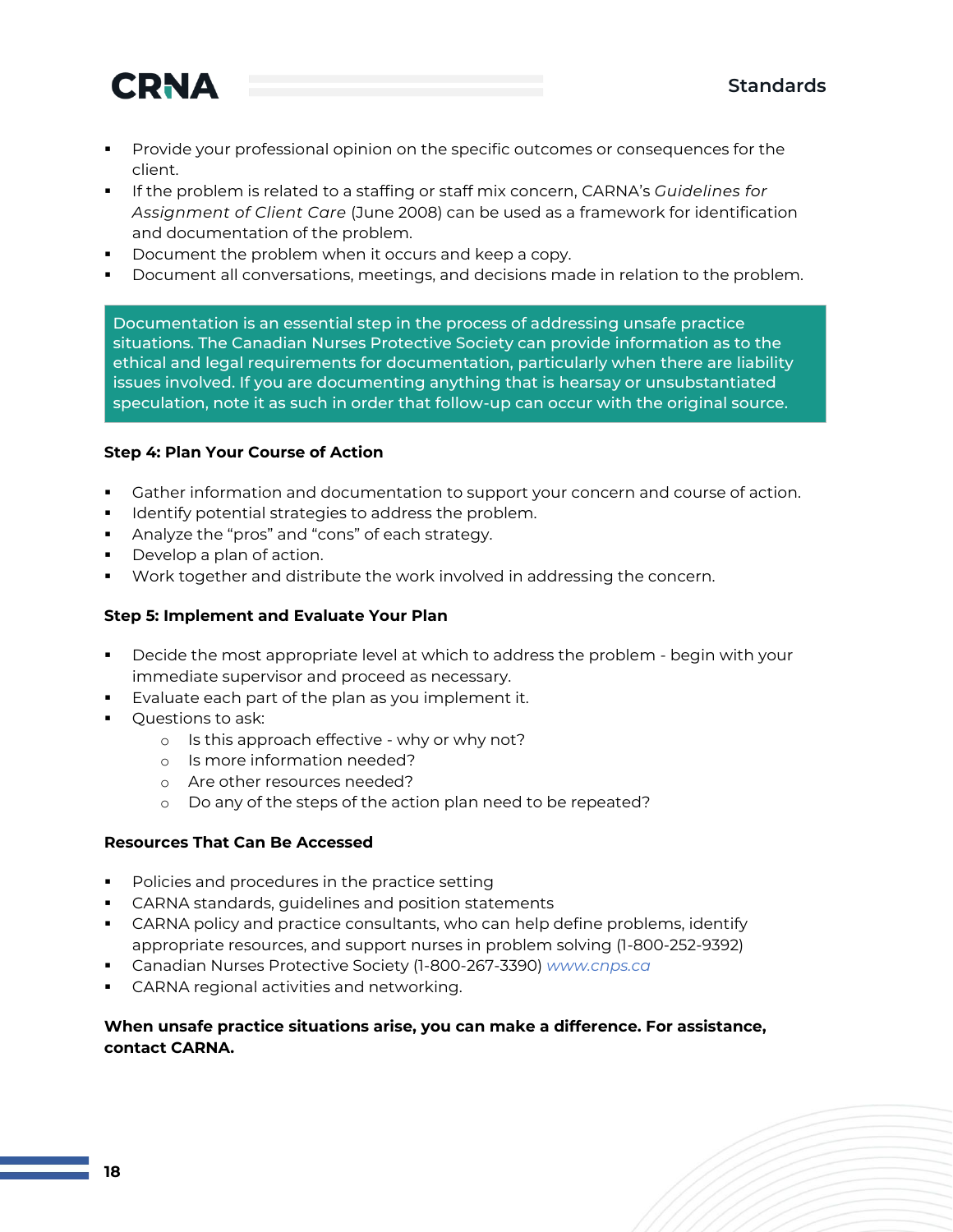- Provide your professional opinion on the specific outcomes or consequences for the client.
- If the problem is related to a staffing or staff mix concern, CARNA's *Guidelines for Assignment of Client Care* (June 2008) can be used as a framework for identification and documentation of the problem.
- Document the problem when it occurs and keep a copy.
- Document all conversations, meetings, and decisions made in relation to the problem.

Documentation is an essential step in the process of addressing unsafe practice situations. The Canadian Nurses Protective Society can provide information as to the ethical and legal requirements for documentation, particularly when there are liability issues involved. If you are documenting anything that is hearsay or unsubstantiated speculation, note it as such in order that follow-up can occur with the original source.

**Step 4: Plan Your Course of Action**

- Gather information and documentation to support your concern and course of action.
- Identify potential strategies to address the problem.
- Analyze the "pros" and "cons" of each strategy.
- Develop a plan of action.
- Work together and distribute the work involved in addressing the concern.

**Step 5: Implement and Evaluate Your Plan**

- Decide the most appropriate level at which to address the problem - begin with your immediate supervisor and proceed as necessary.
- Evaluate each part of the plan as you implement it.
- Questions to ask:
  - Is this approach effective - why or why not?
  - Is more information needed?
  - Are other resources needed?
  - Do any of the steps of the action plan need to be repeated?

**Resources That Can Be Accessed**

- Policies and procedures in the practice setting
- CARNA standards, guidelines and position statements
- CARNA policy and practice consultants, who can help define problems, identify appropriate resources, and support nurses in problem solving (1-800-252-9392)
- Canadian Nurses Protective Society (1-800-267-3390) www.cnps.ca
- CARNA regional activities and networking.

**When unsafe practice situations arise, you can make a difference. For assistance, contact CARNA.**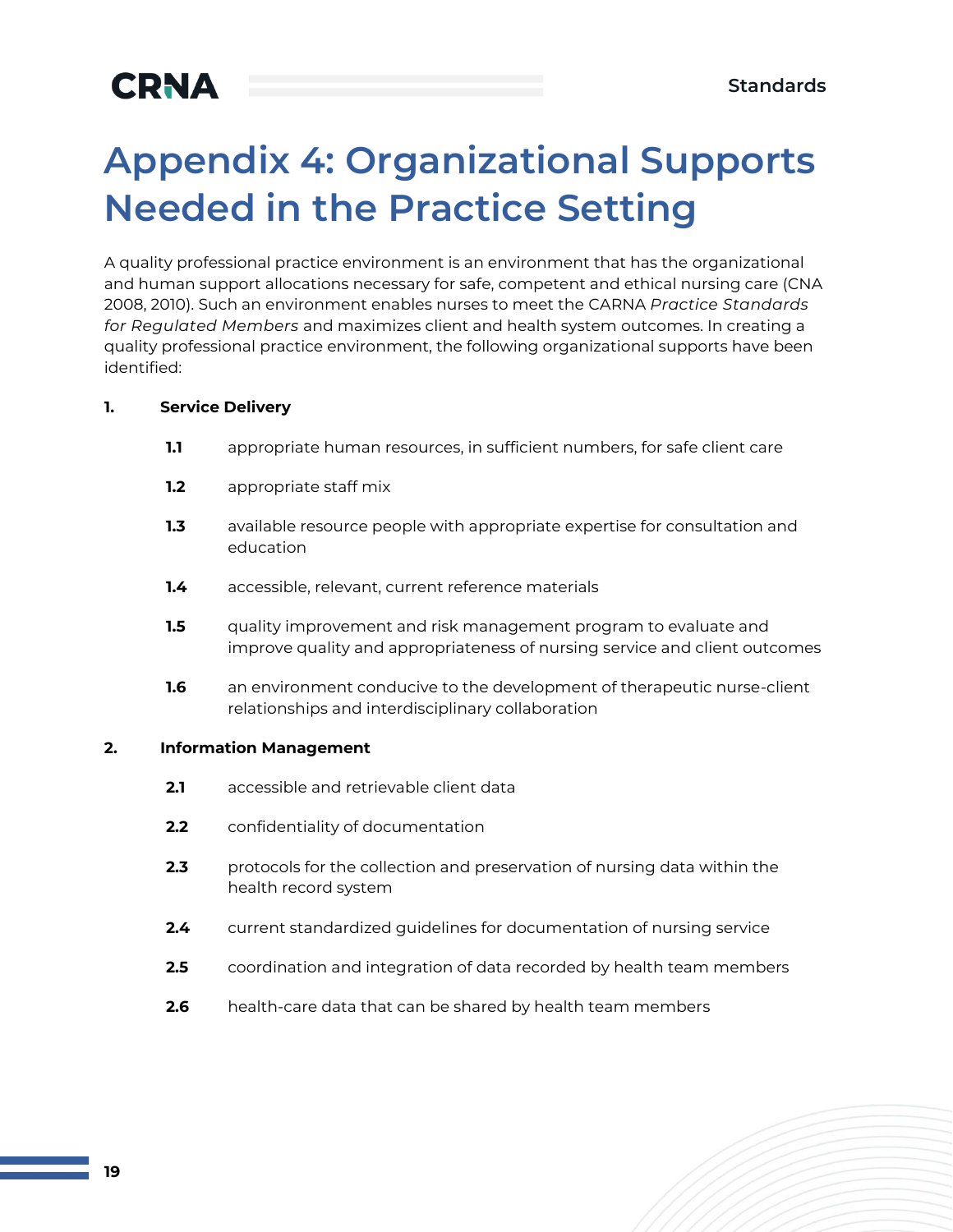# Appendix 4: Organizational Supports Needed in the Practice Setting

A quality professional practice environment is an environment that has the organizational and human support allocations necessary for safe, competent and ethical nursing care (CNA 2008, 2010). Such an environment enables nurses to meet the CARNA *Practice Standards for Regulated Members* and maximizes client and health system outcomes. In creating a quality professional practice environment, the following organizational supports have been identified:

**1. Service Delivery**

- **1.1** appropriate human resources, in sufficient numbers, for safe client care
- **1.2** appropriate staff mix
- **1.3** available resource people with appropriate expertise for consultation and education
- **1.4** accessible, relevant, current reference materials
- **1.5** quality improvement and risk management program to evaluate and improve quality and appropriateness of nursing service and client outcomes
- **1.6** an environment conducive to the development of therapeutic nurse-client relationships and interdisciplinary collaboration

**2. Information Management**

- **2.1** accessible and retrievable client data
- **2.2** confidentiality of documentation
- **2.3** protocols for the collection and preservation of nursing data within the health record system
- **2.4** current standardized guidelines for documentation of nursing service
- **2.5** coordination and integration of data recorded by health team members
- **2.6** health-care data that can be shared by health team members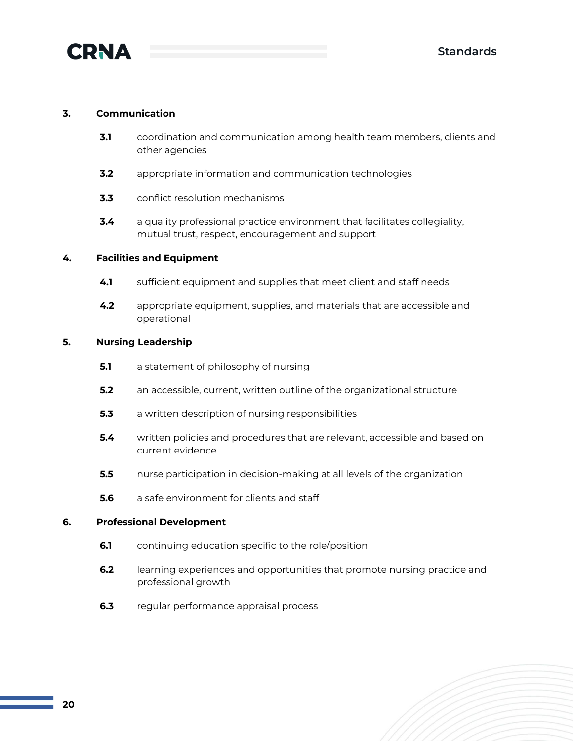**3. Communication**

- **3.1** coordination and communication among health team members, clients and other agencies
- **3.2** appropriate information and communication technologies
- **3.3** conflict resolution mechanisms
- **3.4** a quality professional practice environment that facilitates collegiality, mutual trust, respect, encouragement and support

**4. Facilities and Equipment**

- **4.1** sufficient equipment and supplies that meet client and staff needs
- **4.2** appropriate equipment, supplies, and materials that are accessible and operational

**5. Nursing Leadership**

- **5.1** a statement of philosophy of nursing
- **5.2** an accessible, current, written outline of the organizational structure
- **5.3** a written description of nursing responsibilities
- **5.4** written policies and procedures that are relevant, accessible and based on current evidence
- **5.5** nurse participation in decision-making at all levels of the organization
- **5.6** a safe environment for clients and staff

**6. Professional Development**

- **6.1** continuing education specific to the role/position
- **6.2** learning experiences and opportunities that promote nursing practice and professional growth
- **6.3** regular performance appraisal process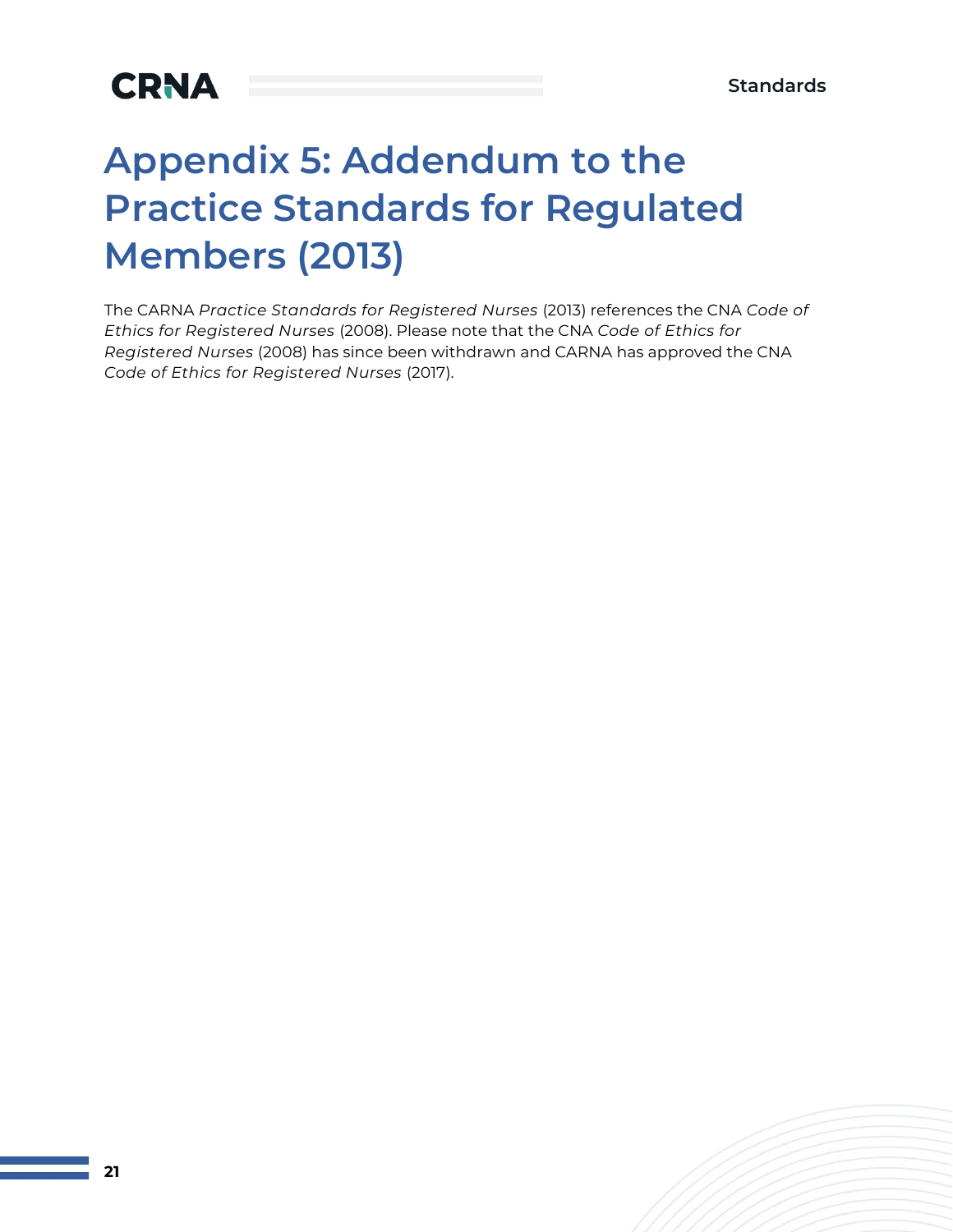# Appendix 5: Addendum to the Practice Standards for Regulated Members (2013)

The CARNA *Practice Standards for Registered Nurses* (2013) references the CNA *Code of Ethics for Registered Nurses* (2008). Please note that the CNA *Code of Ethics for Registered Nurses* (2008) has since been withdrawn and CARNA has approved the CNA *Code of Ethics for Registered Nurses* (2017).